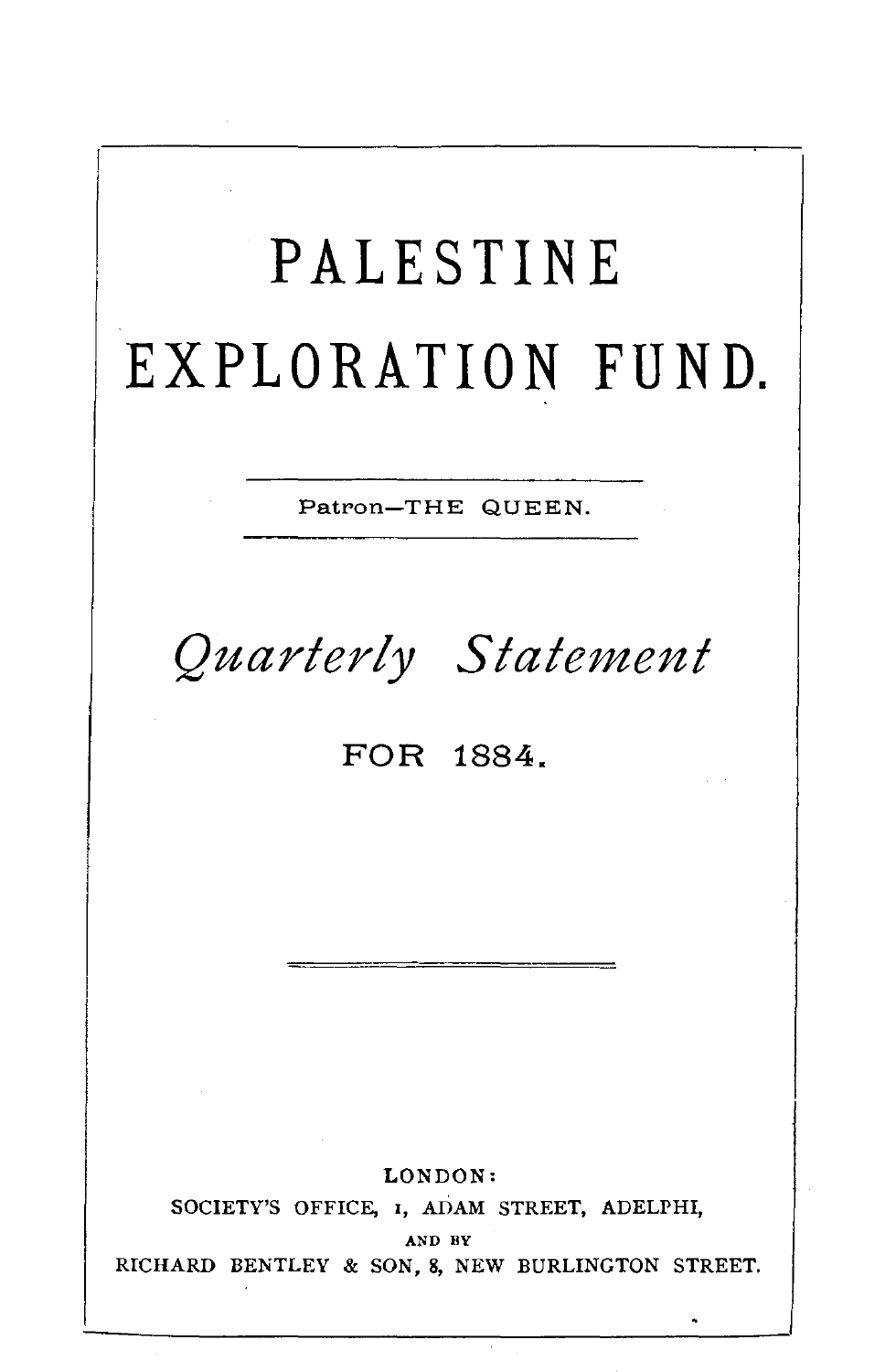# PALESTINE EXPLORATION FUND.

Patron—THE QUEEN.

## *Quarterly Statement*

FOR 1884.

LONDON:
SOCIETY'S OFFICE, 1, ADAM STREET, ADELPHI,
AND BY
RICHARD BENTLEY & SON, 8, NEW BURLINGTON STREET.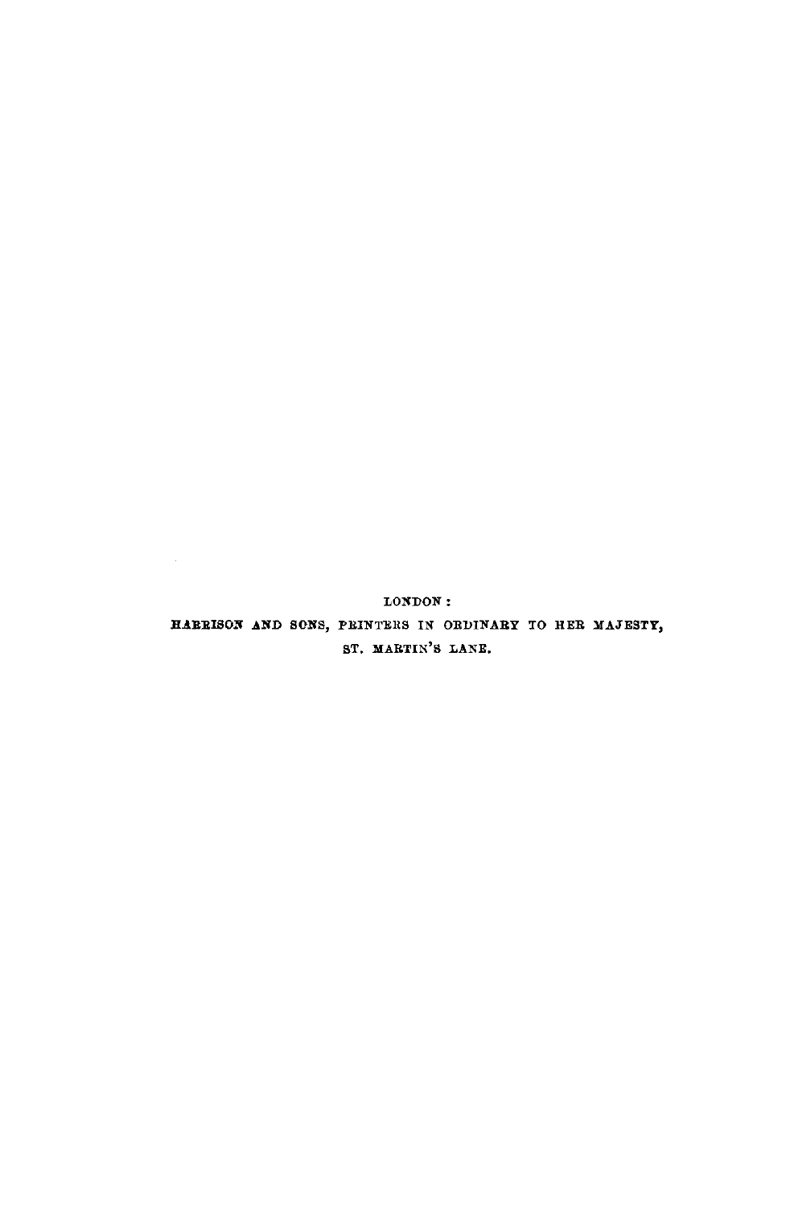LONDON:

HARRISON AND SONS, PRINTERS IN ORDINARY TO HER MAJESTY,

ST. MARTIN'S LANE.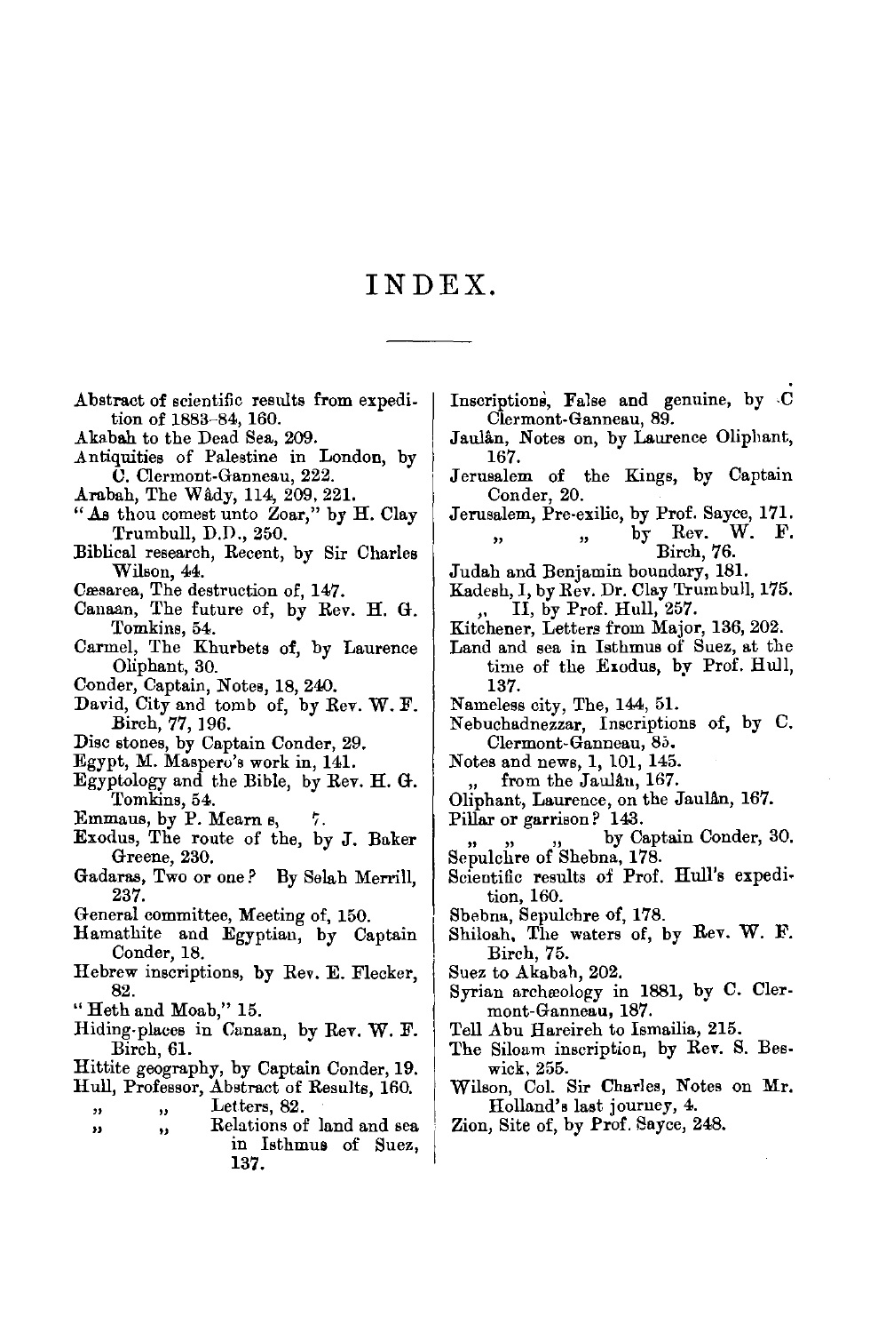# INDEX.

Abstract of scientific results from expedition of 1883–84, 160.
Akabah to the Dead Sea, 209.
Antiquities of Palestine in London, by C. Clermont-Ganneau, 222.
Arabah, The Wâdy, 114, 209, 221.
"As thou comest unto Zoar," by H. Clay Trumbull, D.D., 250.
Biblical research, Recent, by Sir Charles Wilson, 44.
Cæsarea, The destruction of, 147.
Canaan, The future of, by Rev. H. G. Tomkins, 54.
Carmel, The Khurbets of, by Laurence Oliphant, 30.
Conder, Captain, Notes, 18, 240.
David, City and tomb of, by Rev. W. F. Birch, 77, 196.
Disc stones, by Captain Conder, 29.
Egypt, M. Maspero's work in, 141.
Egyptology and the Bible, by Rev. H. G. Tomkins, 54.
Emmaus, by P. Mearn s, 7.
Exodus, The route of the, by J. Baker Greene, 230.
Gadaras, Two or one? By Selah Merrill, 237.
General committee, Meeting of, 150.
Hamathite and Egyptian, by Captain Conder, 18.
Hebrew inscriptions, by Rev. E. Flecker, 82.
"Heth and Moab," 15.
Hiding-places in Canaan, by Rev. W. F. Birch, 61.
Hittite geography, by Captain Conder, 19.
Hull, Professor, Abstract of Results, 160.
" " Letters, 82.
" " Relations of land and sea in Isthmus of Suez, 137.
Inscriptions, False and genuine, by C Clermont-Ganneau, 89.
Jaulân, Notes on, by Laurence Oliphant, 167.
Jerusalem of the Kings, by Captain Conder, 20.
Jerusalem, Pre-exilic, by Prof. Sayce, 171.
" " by Rev. W. F. Birch, 76.
Judah and Benjamin boundary, 181.
Kadesh, I, by Rev. Dr. Clay Trumbull, 175.
" II, by Prof. Hull, 257.
Kitchener, Letters from Major, 136, 202.
Land and sea in Isthmus of Suez, at the time of the Exodus, by Prof. Hull, 137.
Nameless city, The, 144, 51.
Nebuchadnezzar, Inscriptions of, by C. Clermont-Ganneau, 85.
Notes and news, 1, 101, 145.
" from the Jaulân, 167.
Oliphant, Laurence, on the Jaulân, 167.
Pillar or garrison? 143.
" " " by Captain Conder, 30.
Sepulchre of Shebna, 178.
Scientific results of Prof. Hull's expedition, 160.
Shebna, Sepulchre of, 178.
Shiloah, The waters of, by Rev. W. F. Birch, 75.
Suez to Akabah, 202.
Syrian archæology in 1881, by C. Clermont-Ganneau, 187.
Tell Abu Hareireh to Ismailia, 215.
The Siloam inscription, by Rev. S. Beswick, 255.
Wilson, Col. Sir Charles, Notes on Mr. Holland's last journey, 4.
Zion, Site of, by Prof. Sayce, 248.